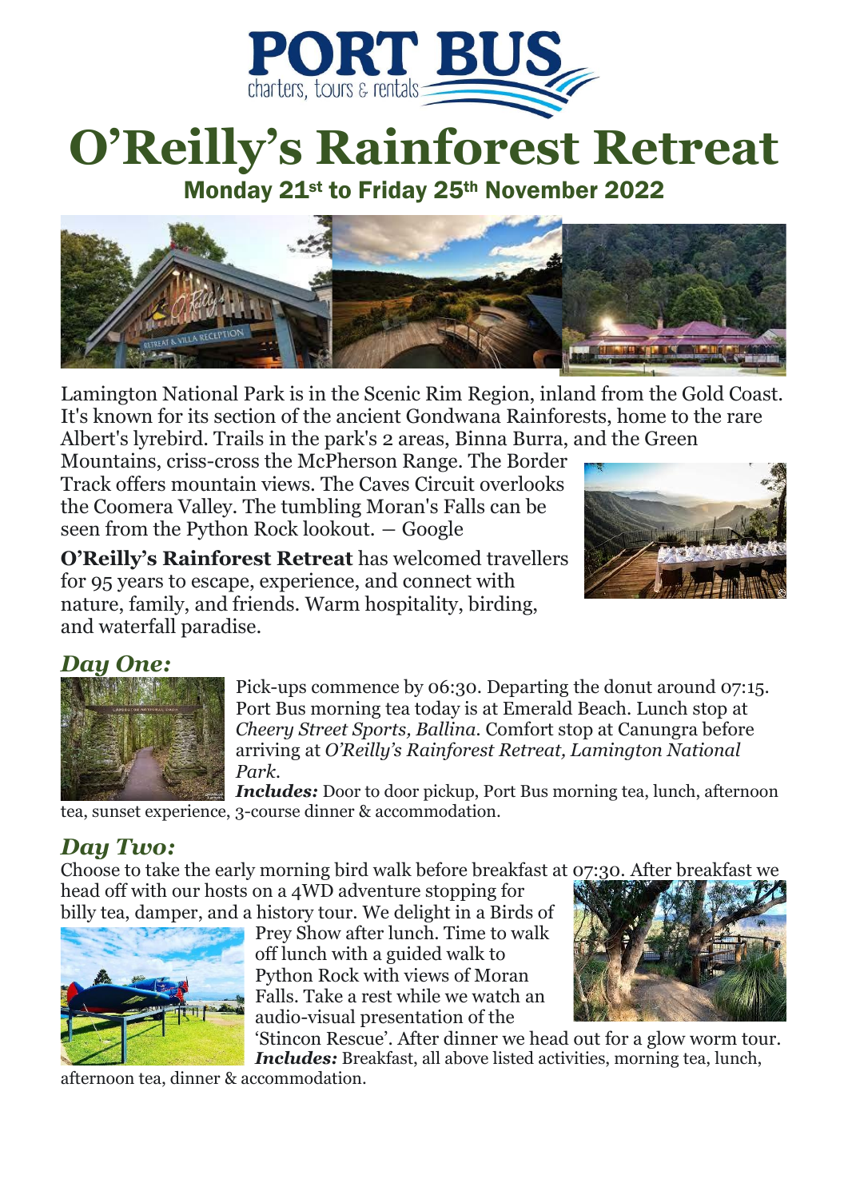PORT BUS
charters, tours & rentals

# O'Reilly's Rainforest Retreat

## Monday 21st to Friday 25th November 2022

Lamington National Park is in the Scenic Rim Region, inland from the Gold Coast. It's known for its section of the ancient Gondwana Rainforests, home to the rare Albert's lyrebird. Trails in the park's 2 areas, Binna Burra, and the Green Mountains, criss-cross the McPherson Range. The Border Track offers mountain views. The Caves Circuit overlooks the Coomera Valley. The tumbling Moran's Falls can be seen from the Python Rock lookout. – Google

**O'Reilly's Rainforest Retreat** has welcomed travellers for 95 years to escape, experience, and connect with nature, family, and friends. Warm hospitality, birding, and waterfall paradise.

## *Day One:*

Pick-ups commence by 06:30. Departing the donut around 07:15. Port Bus morning tea today is at Emerald Beach. Lunch stop at *Cheery Street Sports, Ballina.* Comfort stop at Canungra before arriving at *O'Reilly's Rainforest Retreat, Lamington National Park.*

***Includes:*** Door to door pickup, Port Bus morning tea, lunch, afternoon tea, sunset experience, 3-course dinner & accommodation.

## *Day Two:*

Choose to take the early morning bird walk before breakfast at 07:30. After breakfast we head off with our hosts on a 4WD adventure stopping for billy tea, damper, and a history tour. We delight in a Birds of Prey Show after lunch. Time to walk off lunch with a guided walk to Python Rock with views of Moran Falls. Take a rest while we watch an audio-visual presentation of the 'Stincon Rescue'. After dinner we head out for a glow worm tour.

***Includes:*** Breakfast, all above listed activities, morning tea, lunch, afternoon tea, dinner & accommodation.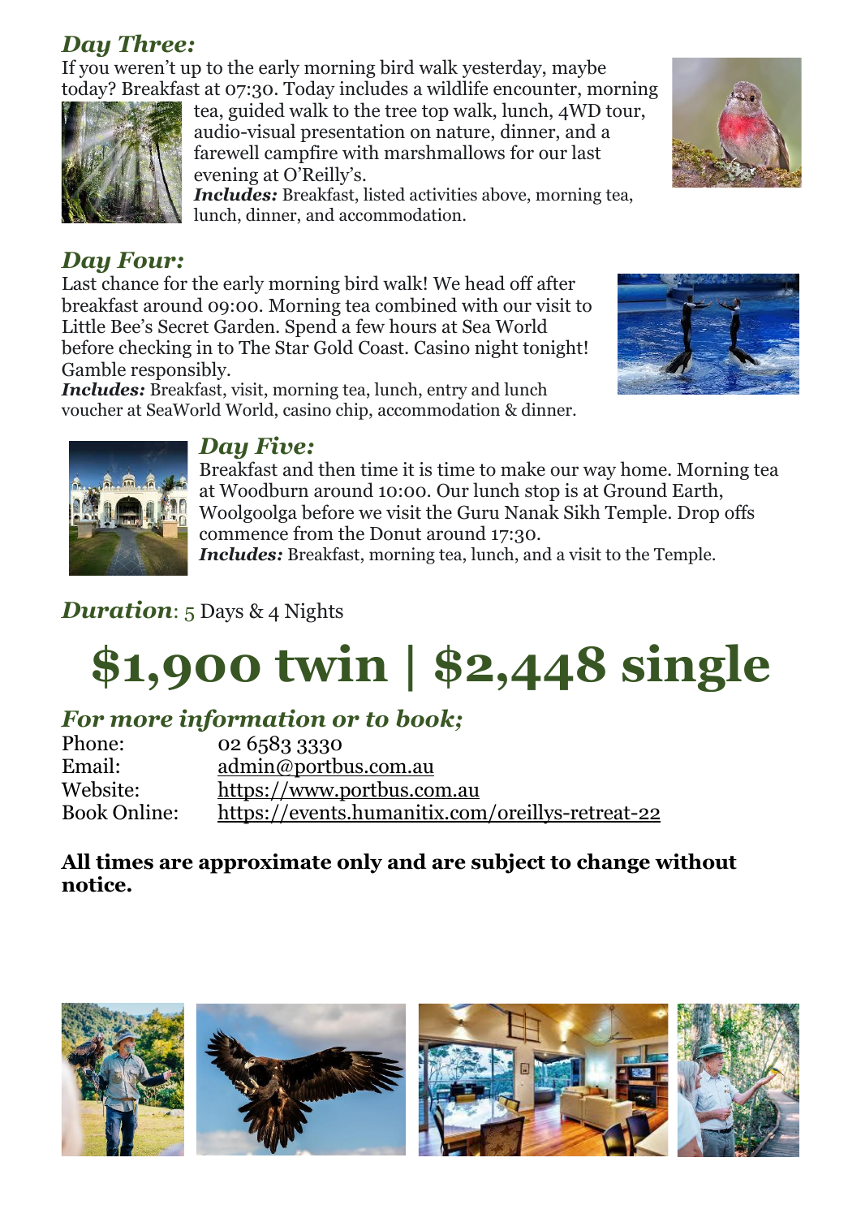## *Day Three:*

If you weren't up to the early morning bird walk yesterday, maybe today? Breakfast at 07:30. Today includes a wildlife encounter, morning tea, guided walk to the tree top walk, lunch, 4WD tour, audio-visual presentation on nature, dinner, and a farewell campfire with marshmallows for our last evening at O'Reilly's.

***Includes:*** Breakfast, listed activities above, morning tea, lunch, dinner, and accommodation.

## *Day Four:*

Last chance for the early morning bird walk! We head off after breakfast around 09:00. Morning tea combined with our visit to Little Bee's Secret Garden. Spend a few hours at Sea World before checking in to The Star Gold Coast. Casino night tonight! Gamble responsibly.

***Includes:*** Breakfast, visit, morning tea, lunch, entry and lunch voucher at SeaWorld World, casino chip, accommodation & dinner.

## *Day Five:*

Breakfast and then time it is time to make our way home. Morning tea at Woodburn around 10:00. Our lunch stop is at Ground Earth, Woolgoolga before we visit the Guru Nanak Sikh Temple. Drop offs commence from the Donut around 17:30.

***Includes:*** Breakfast, morning tea, lunch, and a visit to the Temple.

***Duration***: 5 Days & 4 Nights

# $1,900 twin | $2,448 single

## *For more information or to book;*

| | |
|---|---|
| Phone: | 02 6583 3330 |
| Email: | admin@portbus.com.au |
| Website: | https://www.portbus.com.au |
| Book Online: | https://events.humanitix.com/oreillys-retreat-22 |

**All times are approximate only and are subject to change without notice.**